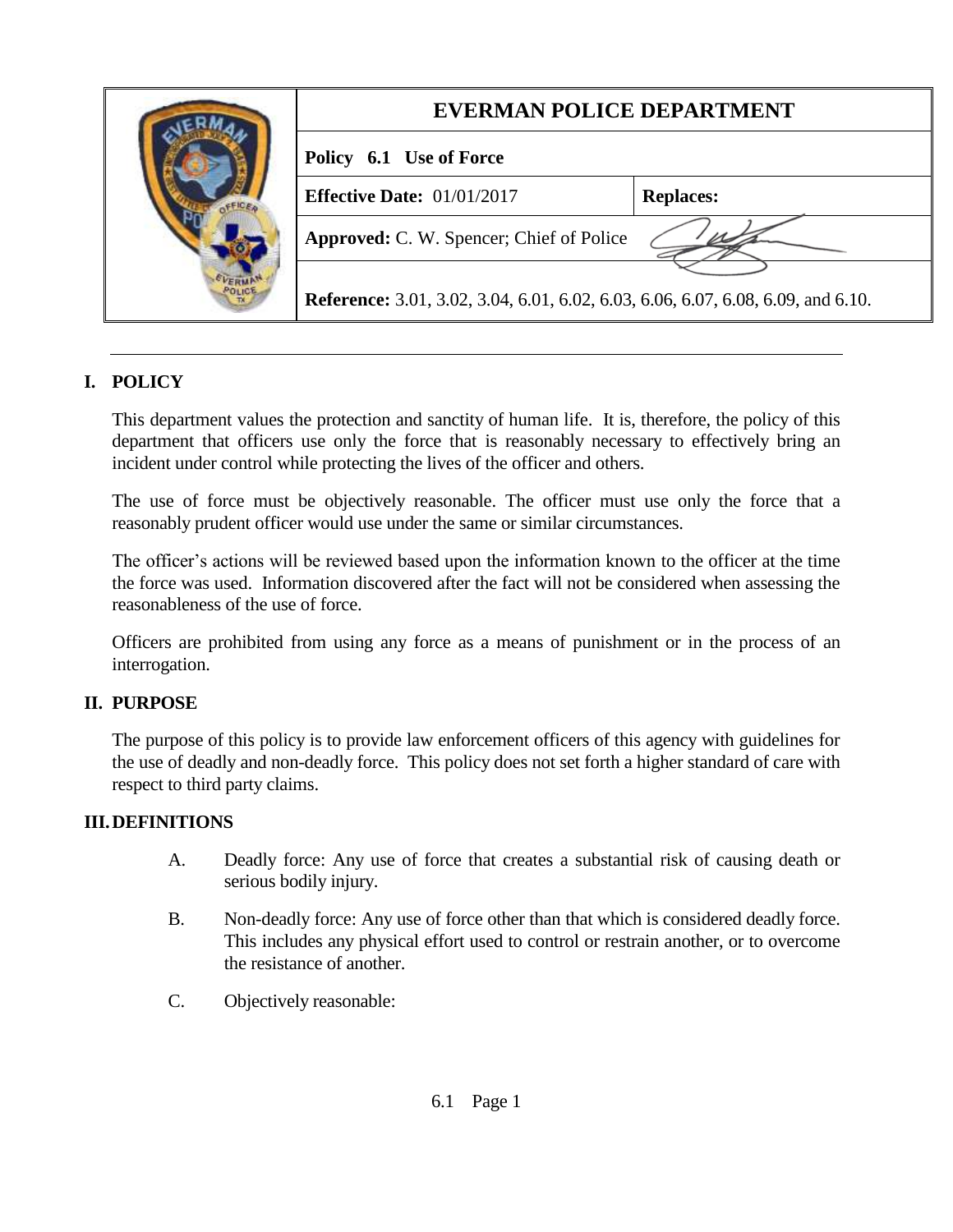| EVERMAN POLICE DEPARTMENT | |
|---|---|
| **Policy 6.1 Use of Force** | |
| **Effective Date:** 01/01/2017 | **Replaces:** |
| **Approved:** C. W. Spencer; Chief of Police | |
| **Reference:** 3.01, 3.02, 3.04, 6.01, 6.02, 6.03, 6.06, 6.07, 6.08, 6.09, and 6.10. | |

## I. POLICY

This department values the protection and sanctity of human life. It is, therefore, the policy of this department that officers use only the force that is reasonably necessary to effectively bring an incident under control while protecting the lives of the officer and others.

The use of force must be objectively reasonable. The officer must use only the force that a reasonably prudent officer would use under the same or similar circumstances.

The officer's actions will be reviewed based upon the information known to the officer at the time the force was used. Information discovered after the fact will not be considered when assessing the reasonableness of the use of force.

Officers are prohibited from using any force as a means of punishment or in the process of an interrogation.

## II. PURPOSE

The purpose of this policy is to provide law enforcement officers of this agency with guidelines for the use of deadly and non-deadly force. This policy does not set forth a higher standard of care with respect to third party claims.

## III. DEFINITIONS

A. Deadly force: Any use of force that creates a substantial risk of causing death or serious bodily injury.

B. Non-deadly force: Any use of force other than that which is considered deadly force. This includes any physical effort used to control or restrain another, or to overcome the resistance of another.

C. Objectively reasonable: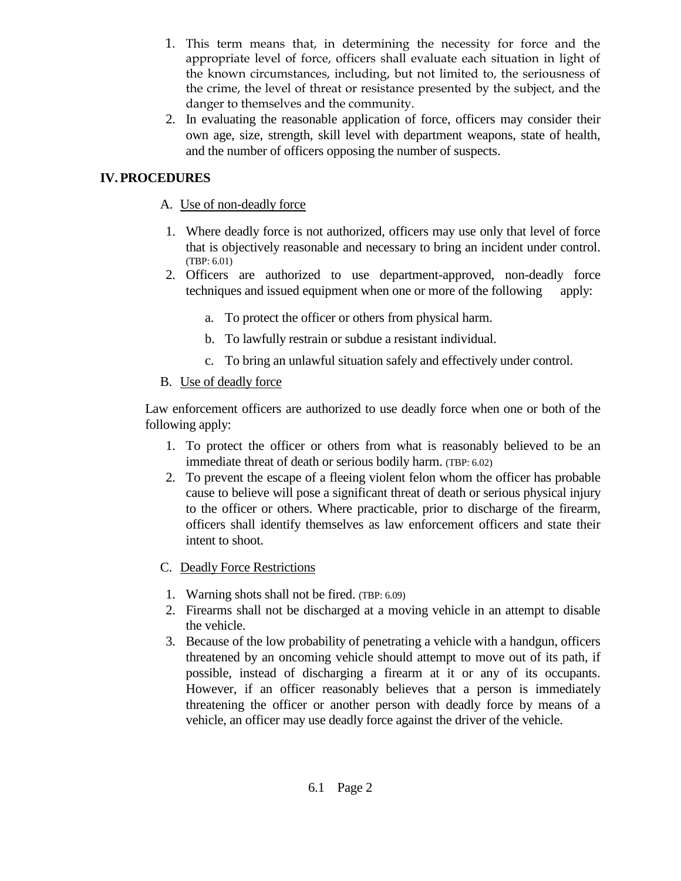1. This term means that, in determining the necessity for force and the appropriate level of force, officers shall evaluate each situation in light of the known circumstances, including, but not limited to, the seriousness of the crime, the level of threat or resistance presented by the subject, and the danger to themselves and the community.
2. In evaluating the reasonable application of force, officers may consider their own age, size, strength, skill level with department weapons, state of health, and the number of officers opposing the number of suspects.

## IV. PROCEDURES

A. Use of non-deadly force

1. Where deadly force is not authorized, officers may use only that level of force that is objectively reasonable and necessary to bring an incident under control. (TBP: 6.01)
2. Officers are authorized to use department-approved, non-deadly force techniques and issued equipment when one or more of the following apply:

    a. To protect the officer or others from physical harm.

    b. To lawfully restrain or subdue a resistant individual.

    c. To bring an unlawful situation safely and effectively under control.

B. Use of deadly force

Law enforcement officers are authorized to use deadly force when one or both of the following apply:

1. To protect the officer or others from what is reasonably believed to be an immediate threat of death or serious bodily harm. (TBP: 6.02)
2. To prevent the escape of a fleeing violent felon whom the officer has probable cause to believe will pose a significant threat of death or serious physical injury to the officer or others. Where practicable, prior to discharge of the firearm, officers shall identify themselves as law enforcement officers and state their intent to shoot.

C. Deadly Force Restrictions

1. Warning shots shall not be fired. (TBP: 6.09)
2. Firearms shall not be discharged at a moving vehicle in an attempt to disable the vehicle.
3. Because of the low probability of penetrating a vehicle with a handgun, officers threatened by an oncoming vehicle should attempt to move out of its path, if possible, instead of discharging a firearm at it or any of its occupants. However, if an officer reasonably believes that a person is immediately threatening the officer or another person with deadly force by means of a vehicle, an officer may use deadly force against the driver of the vehicle.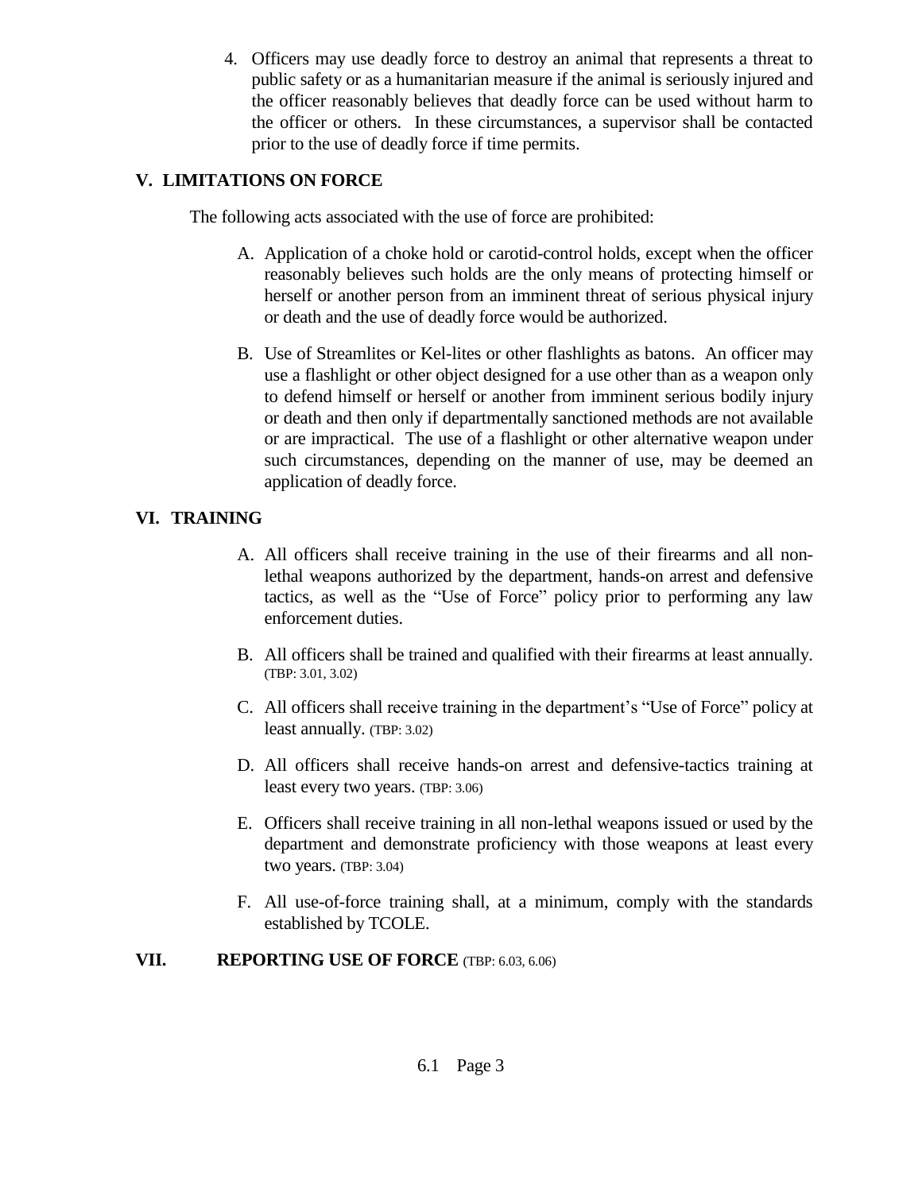4. Officers may use deadly force to destroy an animal that represents a threat to public safety or as a humanitarian measure if the animal is seriously injured and the officer reasonably believes that deadly force can be used without harm to the officer or others. In these circumstances, a supervisor shall be contacted prior to the use of deadly force if time permits.

## V. LIMITATIONS ON FORCE

The following acts associated with the use of force are prohibited:

A. Application of a choke hold or carotid-control holds, except when the officer reasonably believes such holds are the only means of protecting himself or herself or another person from an imminent threat of serious physical injury or death and the use of deadly force would be authorized.

B. Use of Streamlites or Kel-lites or other flashlights as batons. An officer may use a flashlight or other object designed for a use other than as a weapon only to defend himself or herself or another from imminent serious bodily injury or death and then only if departmentally sanctioned methods are not available or are impractical. The use of a flashlight or other alternative weapon under such circumstances, depending on the manner of use, may be deemed an application of deadly force.

## VI. TRAINING

A. All officers shall receive training in the use of their firearms and all non-lethal weapons authorized by the department, hands-on arrest and defensive tactics, as well as the "Use of Force" policy prior to performing any law enforcement duties.

B. All officers shall be trained and qualified with their firearms at least annually. (TBP: 3.01, 3.02)

C. All officers shall receive training in the department's "Use of Force" policy at least annually. (TBP: 3.02)

D. All officers shall receive hands-on arrest and defensive-tactics training at least every two years. (TBP: 3.06)

E. Officers shall receive training in all non-lethal weapons issued or used by the department and demonstrate proficiency with those weapons at least every two years. (TBP: 3.04)

F. All use-of-force training shall, at a minimum, comply with the standards established by TCOLE.

## VII. REPORTING USE OF FORCE (TBP: 6.03, 6.06)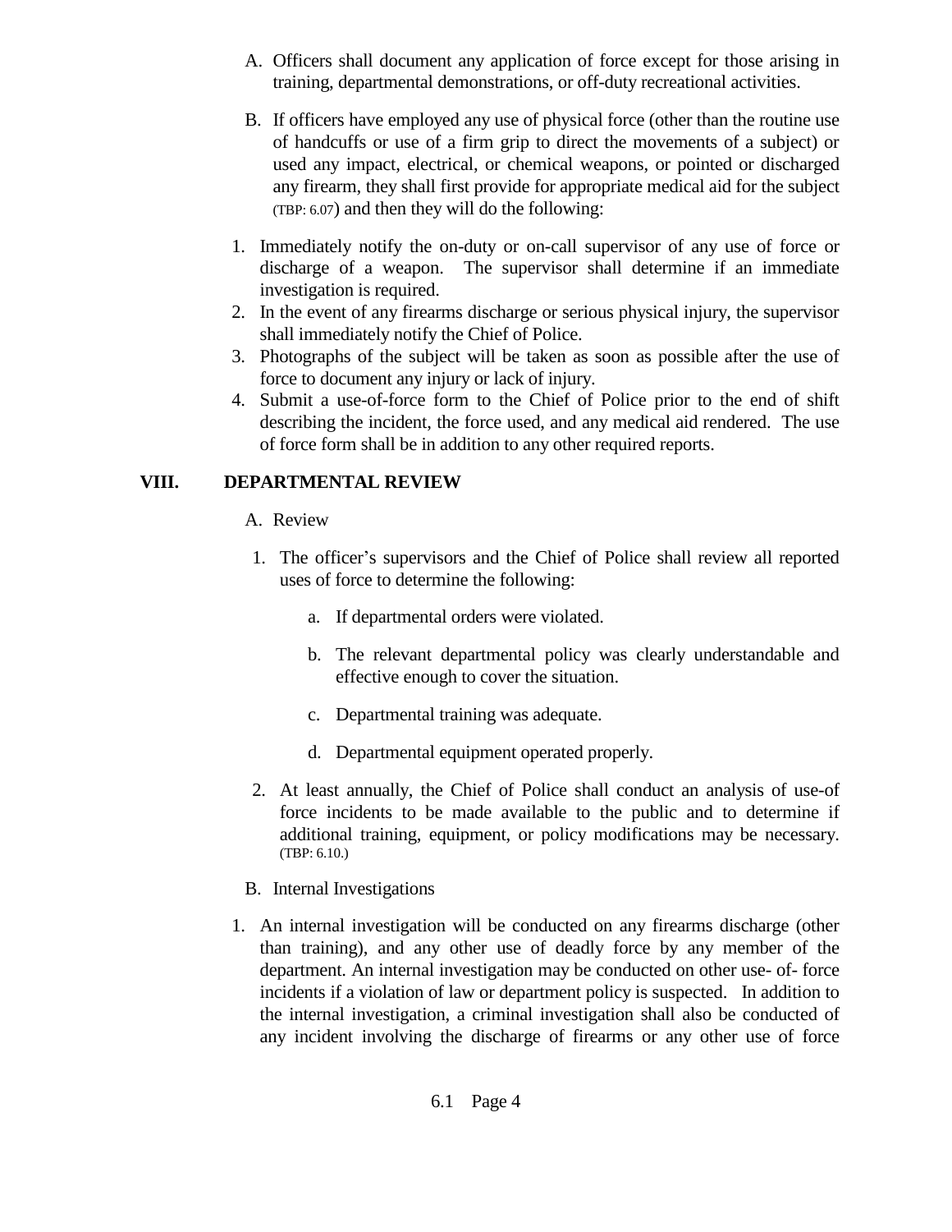A. Officers shall document any application of force except for those arising in training, departmental demonstrations, or off-duty recreational activities.

B. If officers have employed any use of physical force (other than the routine use of handcuffs or use of a firm grip to direct the movements of a subject) or used any impact, electrical, or chemical weapons, or pointed or discharged any firearm, they shall first provide for appropriate medical aid for the subject (TBP: 6.07) and then they will do the following:

1. Immediately notify the on-duty or on-call supervisor of any use of force or discharge of a weapon. The supervisor shall determine if an immediate investigation is required.
2. In the event of any firearms discharge or serious physical injury, the supervisor shall immediately notify the Chief of Police.
3. Photographs of the subject will be taken as soon as possible after the use of force to document any injury or lack of injury.
4. Submit a use-of-force form to the Chief of Police prior to the end of shift describing the incident, the force used, and any medical aid rendered. The use of force form shall be in addition to any other required reports.

## VIII. DEPARTMENTAL REVIEW

A. Review

1. The officer's supervisors and the Chief of Police shall review all reported uses of force to determine the following:
   a. If departmental orders were violated.
   b. The relevant departmental policy was clearly understandable and effective enough to cover the situation.
   c. Departmental training was adequate.
   d. Departmental equipment operated properly.
2. At least annually, the Chief of Police shall conduct an analysis of use-of force incidents to be made available to the public and to determine if additional training, equipment, or policy modifications may be necessary. (TBP: 6.10.)

B. Internal Investigations

1. An internal investigation will be conducted on any firearms discharge (other than training), and any other use of deadly force by any member of the department. An internal investigation may be conducted on other use- of- force incidents if a violation of law or department policy is suspected. In addition to the internal investigation, a criminal investigation shall also be conducted of any incident involving the discharge of firearms or any other use of force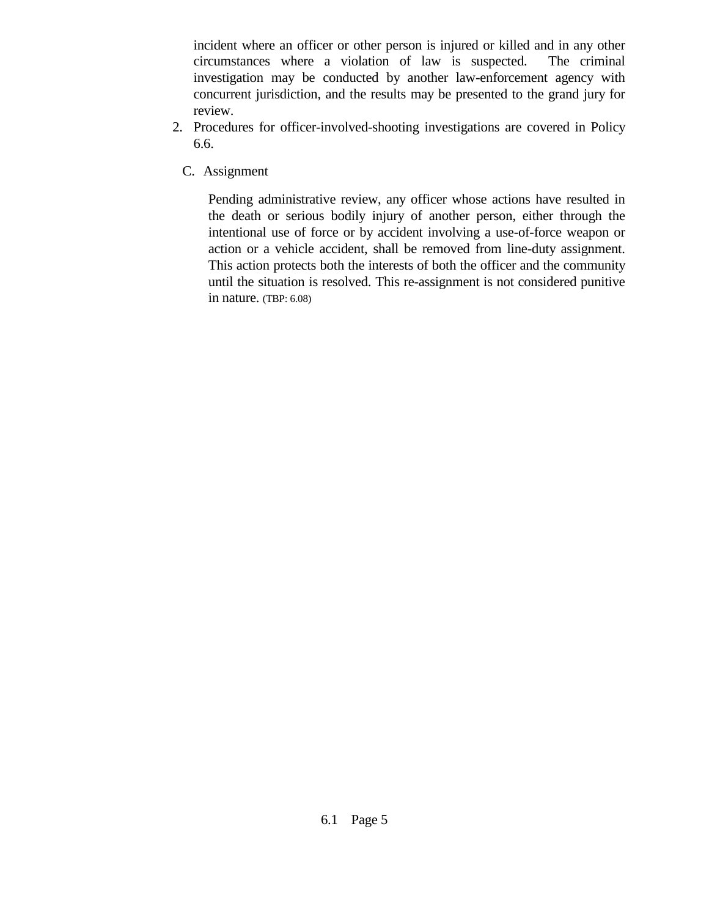incident where an officer or other person is injured or killed and in any other circumstances where a violation of law is suspected. The criminal investigation may be conducted by another law-enforcement agency with concurrent jurisdiction, and the results may be presented to the grand jury for review.

2. Procedures for officer-involved-shooting investigations are covered in Policy 6.6.

C. Assignment

Pending administrative review, any officer whose actions have resulted in the death or serious bodily injury of another person, either through the intentional use of force or by accident involving a use-of-force weapon or action or a vehicle accident, shall be removed from line-duty assignment. This action protects both the interests of both the officer and the community until the situation is resolved. This re-assignment is not considered punitive in nature. (TBP: 6.08)